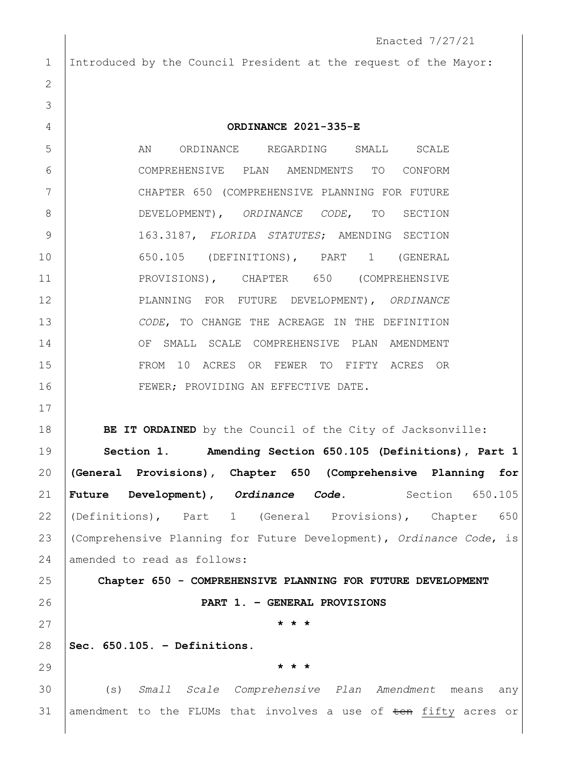Enacted 7/27/21

Introduced by the Council President at the request of the Mayor:

**ORDINANCE 2021-335-E**

AN ORDINANCE REGARDING SMALL SCALE COMPREHENSIVE PLAN AMENDMENTS TO CONFORM CHAPTER 650 (COMPREHENSIVE PLANNING FOR FUTURE DEVELOPMENT), *ORDINANCE CODE*, TO SECTION 163.3187, *FLORIDA STATUTES*; AMENDING SECTION 650.105 (DEFINITIONS), PART 1 (GENERAL PROVISIONS), CHAPTER 650 (COMPREHENSIVE PLANNING FOR FUTURE DEVELOPMENT), *ORDINANCE CODE*, TO CHANGE THE ACREAGE IN THE DEFINITION OF SMALL SCALE COMPREHENSIVE PLAN AMENDMENT FROM 10 ACRES OR FEWER TO FIFTY ACRES OR FEWER; PROVIDING AN EFFECTIVE DATE.

**BE IT ORDAINED** by the Council of the City of Jacksonville:

**Section 1. Amending Section 650.105 (Definitions), Part 1 (General Provisions), Chapter 650 (Comprehensive Planning for Future Development), *Ordinance Code*.** Section 650.105 (Definitions), Part 1 (General Provisions), Chapter 650 (Comprehensive Planning for Future Development), *Ordinance Code*, is amended to read as follows:

**Chapter 650 - COMPREHENSIVE PLANNING FOR FUTURE DEVELOPMENT**

**PART 1. – GENERAL PROVISIONS**

**\* \* \***

**Sec. 650.105. – Definitions.**

**\* \* \***

(s) *Small Scale Comprehensive Plan Amendment* means any amendment to the FLUMs that involves a use of ~~ten~~ <u>fifty</u> acres or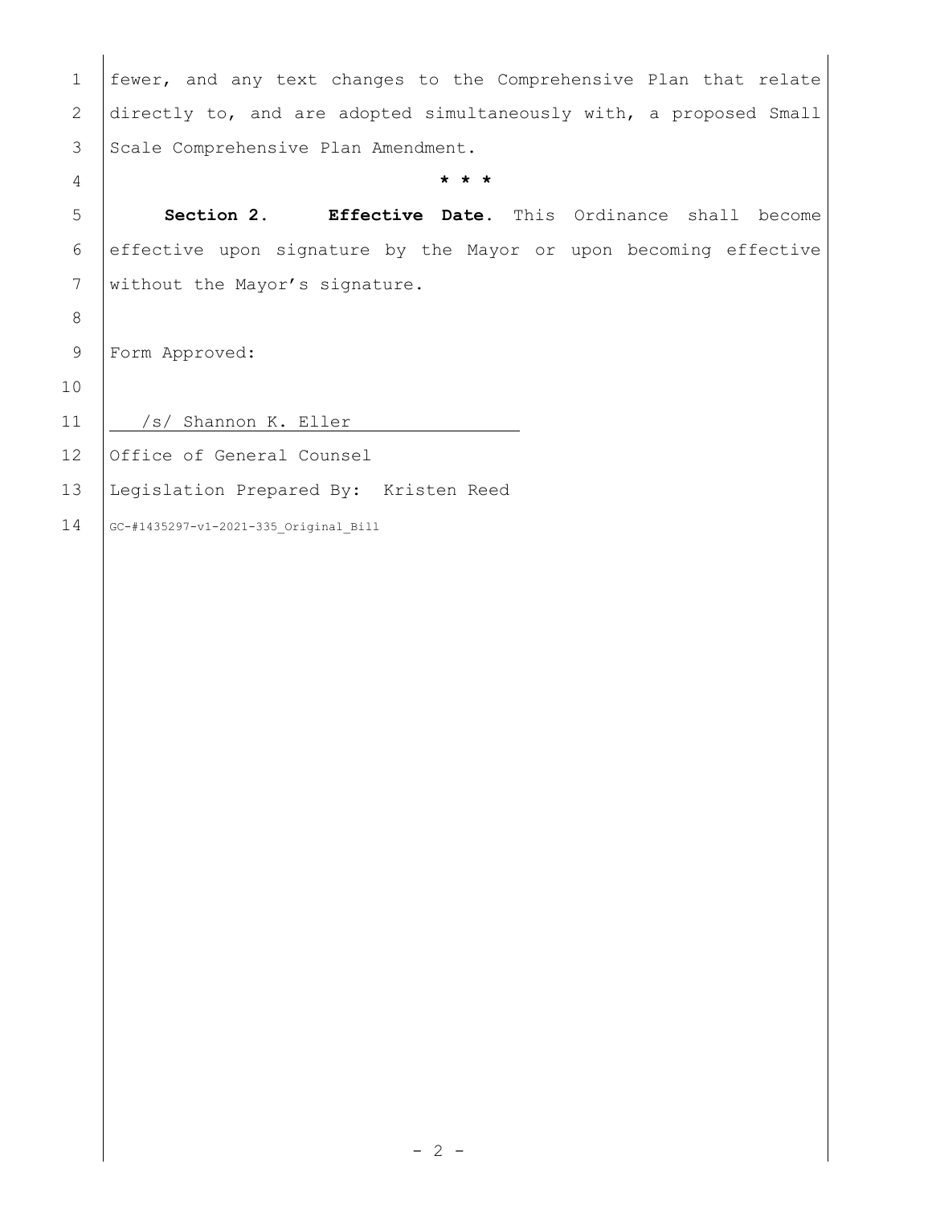fewer, and any text changes to the Comprehensive Plan that relate directly to, and are adopted simultaneously with, a proposed Small Scale Comprehensive Plan Amendment.

\* \* \*

**Section 2. Effective Date.** This Ordinance shall become effective upon signature by the Mayor or upon becoming effective without the Mayor's signature.

Form Approved:

/s/ Shannon K. Eller

Office of General Counsel

Legislation Prepared By: Kristen Reed

GC-#1435297-v1-2021-335_Original_Bill